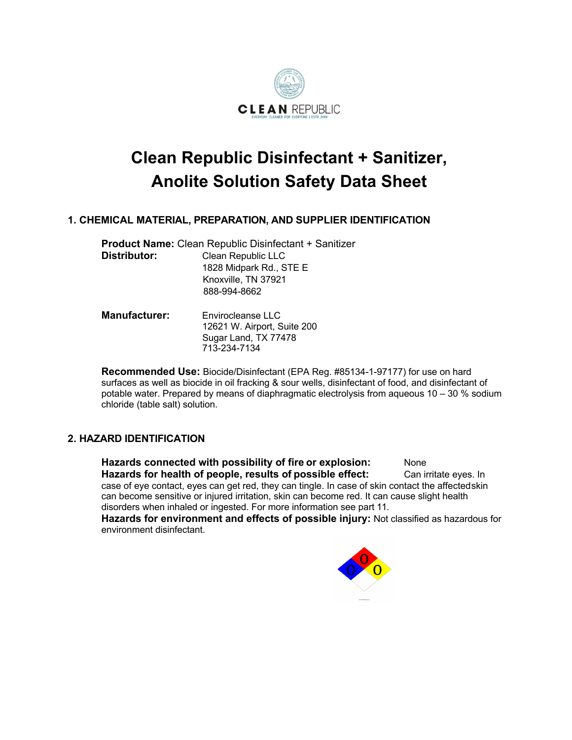CLEAN REPUBLIC
EVERYDAY CLEANER FOR EVERYONE | ESTD 2019

# Clean Republic Disinfectant + Sanitizer, Anolite Solution Safety Data Sheet

## 1. CHEMICAL MATERIAL, PREPARATION, AND SUPPLIER IDENTIFICATION

**Product Name:** Clean Republic Disinfectant + Sanitizer

**Distributor:**
Clean Republic LLC
1828 Midpark Rd., STE E
Knoxville, TN 37921
888-994-8662

**Manufacturer:**
Envirocleanse LLC
12621 W. Airport, Suite 200
Sugar Land, TX 77478
713-234-7134

**Recommended Use:** Biocide/Disinfectant (EPA Reg. #85134-1-97177) for use on hard surfaces as well as biocide in oil fracking & sour wells, disinfectant of food, and disinfectant of potable water. Prepared by means of diaphragmatic electrolysis from aqueous 10 – 30 % sodium chloride (table salt) solution.

## 2. HAZARD IDENTIFICATION

**Hazards connected with possibility of fire or explosion:** None

**Hazards for health of people, results of possible effect:** Can irritate eyes. In case of eye contact, eyes can get red, they can tingle. In case of skin contact the affectedskin can become sensitive or injured irritation, skin can become red. It can cause slight health disorders when inhaled or ingested. For more information see part 11.

**Hazards for environment and effects of possible injury:** Not classified as hazardous for environment disinfectant.

0 0 0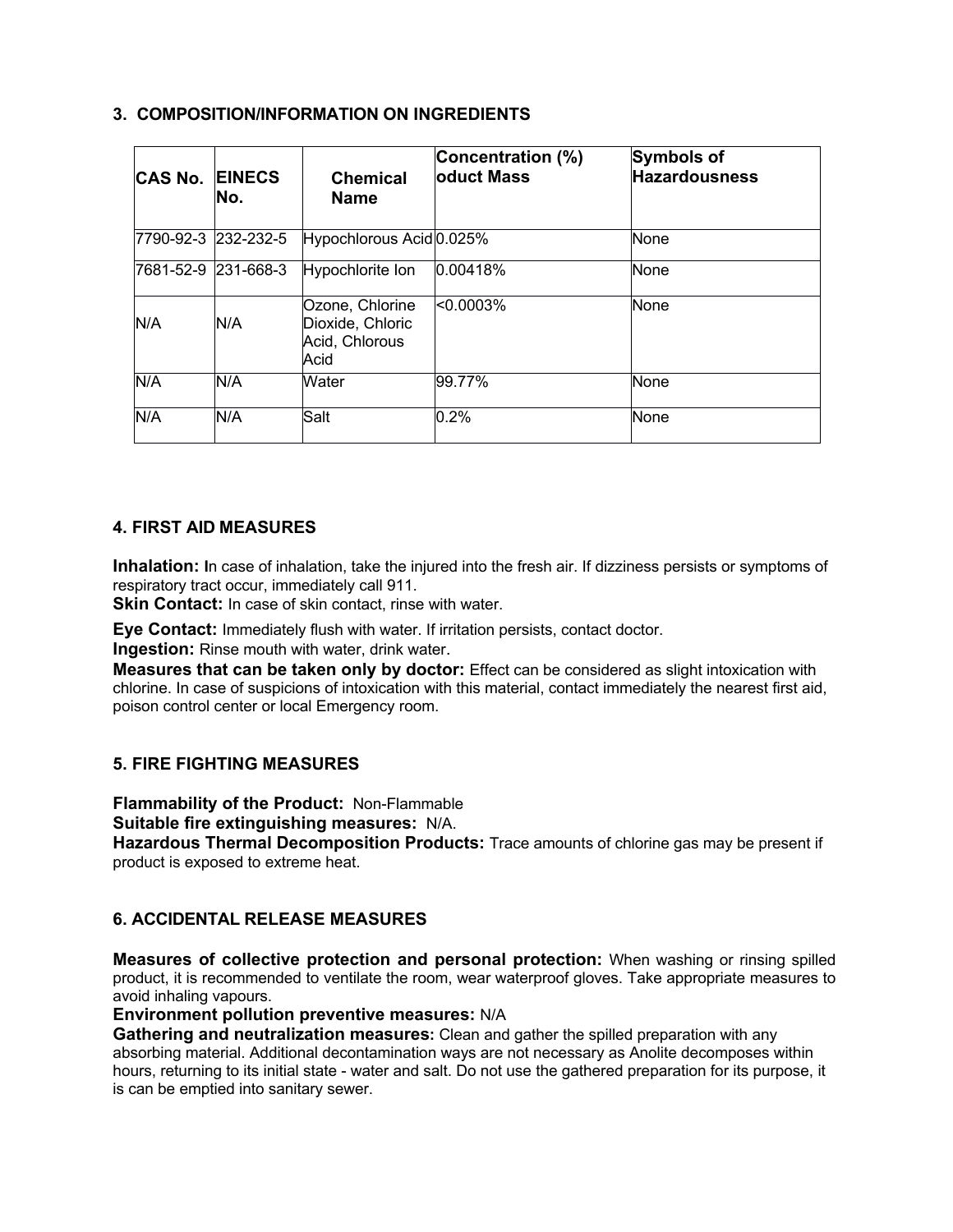## 3. COMPOSITION/INFORMATION ON INGREDIENTS

| CAS No. | EINECS No. | Chemical Name | Concentration (%) oduct Mass | Symbols of Hazardousness |
|---|---|---|---|---|
| 7790-92-3 | 232-232-5 | Hypochlorous Acid | 0.025% | None |
| 7681-52-9 | 231-668-3 | Hypochlorite Ion | 0.00418% | None |
| N/A | N/A | Ozone, Chlorine Dioxide, Chloric Acid, Chlorous Acid | <0.0003% | None |
| N/A | N/A | Water | 99.77% | None |
| N/A | N/A | Salt | 0.2% | None |

## 4. FIRST AID MEASURES

**Inhalation:** In case of inhalation, take the injured into the fresh air. If dizziness persists or symptoms of respiratory tract occur, immediately call 911.
**Skin Contact:** In case of skin contact, rinse with water.

**Eye Contact:** Immediately flush with water. If irritation persists, contact doctor.
**Ingestion:** Rinse mouth with water, drink water.
**Measures that can be taken only by doctor:** Effect can be considered as slight intoxication with chlorine. In case of suspicions of intoxication with this material, contact immediately the nearest first aid, poison control center or local Emergency room.

## 5. FIRE FIGHTING MEASURES

**Flammability of the Product:** Non-Flammable
**Suitable fire extinguishing measures:** N/A.
**Hazardous Thermal Decomposition Products:** Trace amounts of chlorine gas may be present if product is exposed to extreme heat.

## 6. ACCIDENTAL RELEASE MEASURES

**Measures of collective protection and personal protection:** When washing or rinsing spilled product, it is recommended to ventilate the room, wear waterproof gloves. Take appropriate measures to avoid inhaling vapours.
**Environment pollution preventive measures:** N/A
**Gathering and neutralization measures:** Clean and gather the spilled preparation with any absorbing material. Additional decontamination ways are not necessary as Anolite decomposes within hours, returning to its initial state - water and salt. Do not use the gathered preparation for its purpose, it is can be emptied into sanitary sewer.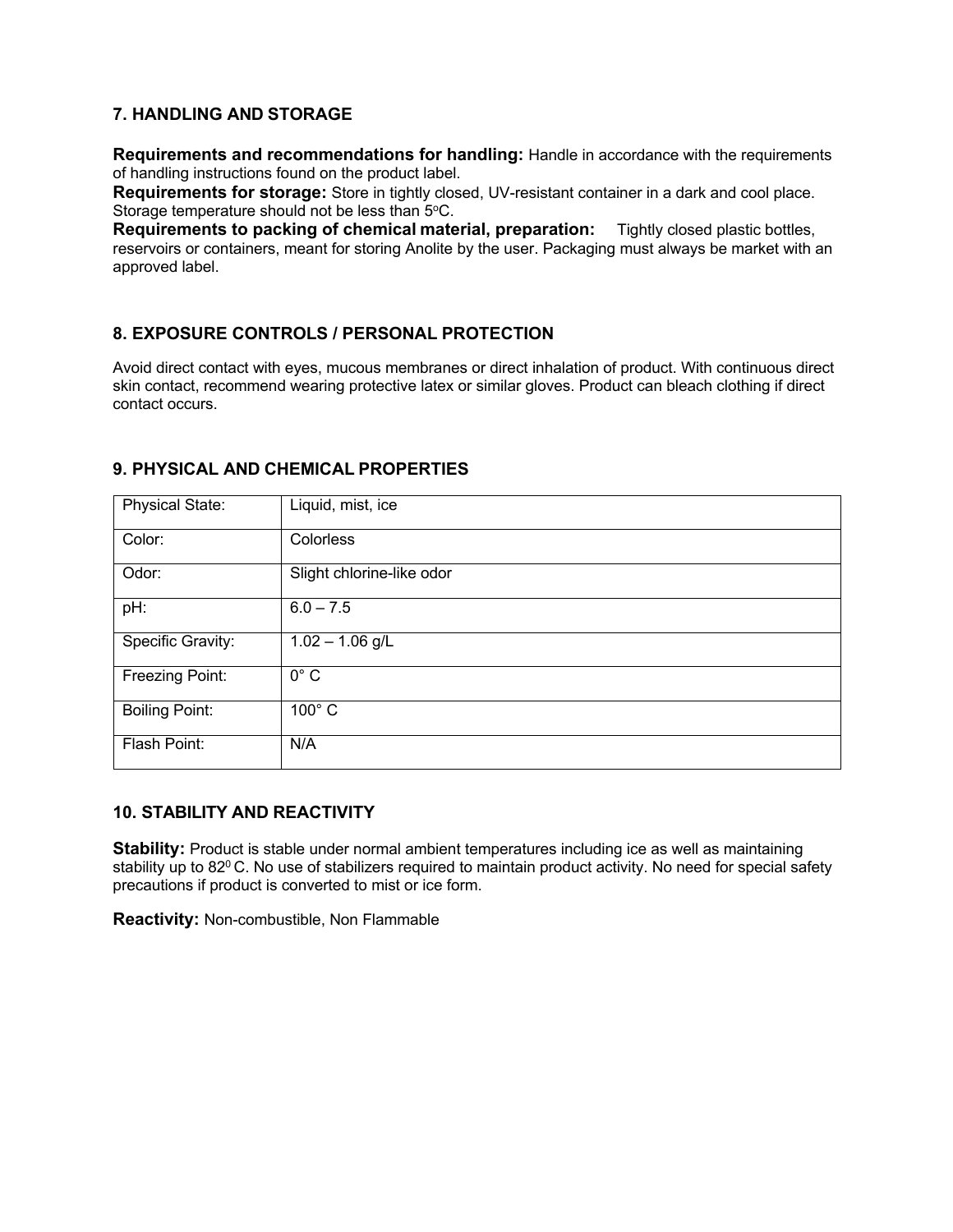## 7. HANDLING AND STORAGE

**Requirements and recommendations for handling:** Handle in accordance with the requirements of handling instructions found on the product label.

**Requirements for storage:** Store in tightly closed, UV-resistant container in a dark and cool place. Storage temperature should not be less than 5°C.

**Requirements to packing of chemical material, preparation:** Tightly closed plastic bottles, reservoirs or containers, meant for storing Anolite by the user. Packaging must always be market with an approved label.

## 8. EXPOSURE CONTROLS / PERSONAL PROTECTION

Avoid direct contact with eyes, mucous membranes or direct inhalation of product. With continuous direct skin contact, recommend wearing protective latex or similar gloves. Product can bleach clothing if direct contact occurs.

## 9. PHYSICAL AND CHEMICAL PROPERTIES

| Physical State: | Liquid, mist, ice |
|---|---|
| Color: | Colorless |
| Odor: | Slight chlorine-like odor |
| pH: | 6.0 – 7.5 |
| Specific Gravity: | 1.02 – 1.06 g/L |
| Freezing Point: | 0° C |
| Boiling Point: | 100° C |
| Flash Point: | N/A |

## 10. STABILITY AND REACTIVITY

**Stability:** Product is stable under normal ambient temperatures including ice as well as maintaining stability up to $82^0$ C. No use of stabilizers required to maintain product activity. No need for special safety precautions if product is converted to mist or ice form.

**Reactivity:** Non-combustible, Non Flammable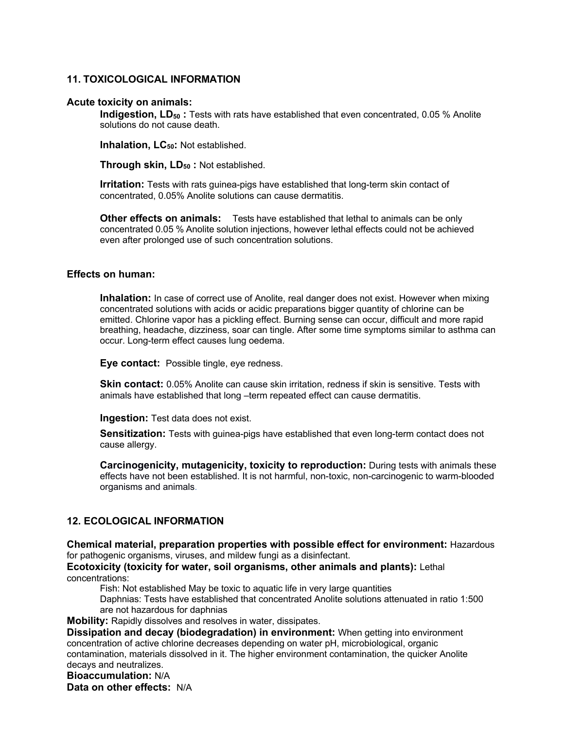## 11. TOXICOLOGICAL INFORMATION

**Acute toxicity on animals:**

**Indigestion, $LD_{50}$ :** Tests with rats have established that even concentrated, 0.05 % Anolite solutions do not cause death.

**Inhalation, $LC_{50}$:** Not established.

**Through skin, $LD_{50}$ :** Not established.

**Irritation:** Tests with rats guinea-pigs have established that long-term skin contact of concentrated, 0.05% Anolite solutions can cause dermatitis.

**Other effects on animals:** Tests have established that lethal to animals can be only concentrated 0.05 % Anolite solution injections, however lethal effects could not be achieved even after prolonged use of such concentration solutions.

**Effects on human:**

**Inhalation:** In case of correct use of Anolite, real danger does not exist. However when mixing concentrated solutions with acids or acidic preparations bigger quantity of chlorine can be emitted. Chlorine vapor has a pickling effect. Burning sense can occur, difficult and more rapid breathing, headache, dizziness, soar can tingle. After some time symptoms similar to asthma can occur. Long-term effect causes lung oedema.

**Eye contact:** Possible tingle, eye redness.

**Skin contact:** 0.05% Anolite can cause skin irritation, redness if skin is sensitive. Tests with animals have established that long –term repeated effect can cause dermatitis.

**Ingestion:** Test data does not exist.

**Sensitization:** Tests with guinea-pigs have established that even long-term contact does not cause allergy.

**Carcinogenicity, mutagenicity, toxicity to reproduction:** During tests with animals these effects have not been established. It is not harmful, non-toxic, non-carcinogenic to warm-blooded organisms and animals.

## 12. ECOLOGICAL INFORMATION

**Chemical material, preparation properties with possible effect for environment:** Hazardous for pathogenic organisms, viruses, and mildew fungi as a disinfectant.

**Ecotoxicity (toxicity for water, soil organisms, other animals and plants):** Lethal concentrations:

Fish: Not established May be toxic to aquatic life in very large quantities

Daphnias: Tests have established that concentrated Anolite solutions attenuated in ratio 1:500 are not hazardous for daphnias

**Mobility:** Rapidly dissolves and resolves in water, dissipates.

**Dissipation and decay (biodegradation) in environment:** When getting into environment concentration of active chlorine decreases depending on water pH, microbiological, organic contamination, materials dissolved in it. The higher environment contamination, the quicker Anolite decays and neutralizes.

**Bioaccumulation:** N/A

**Data on other effects:** N/A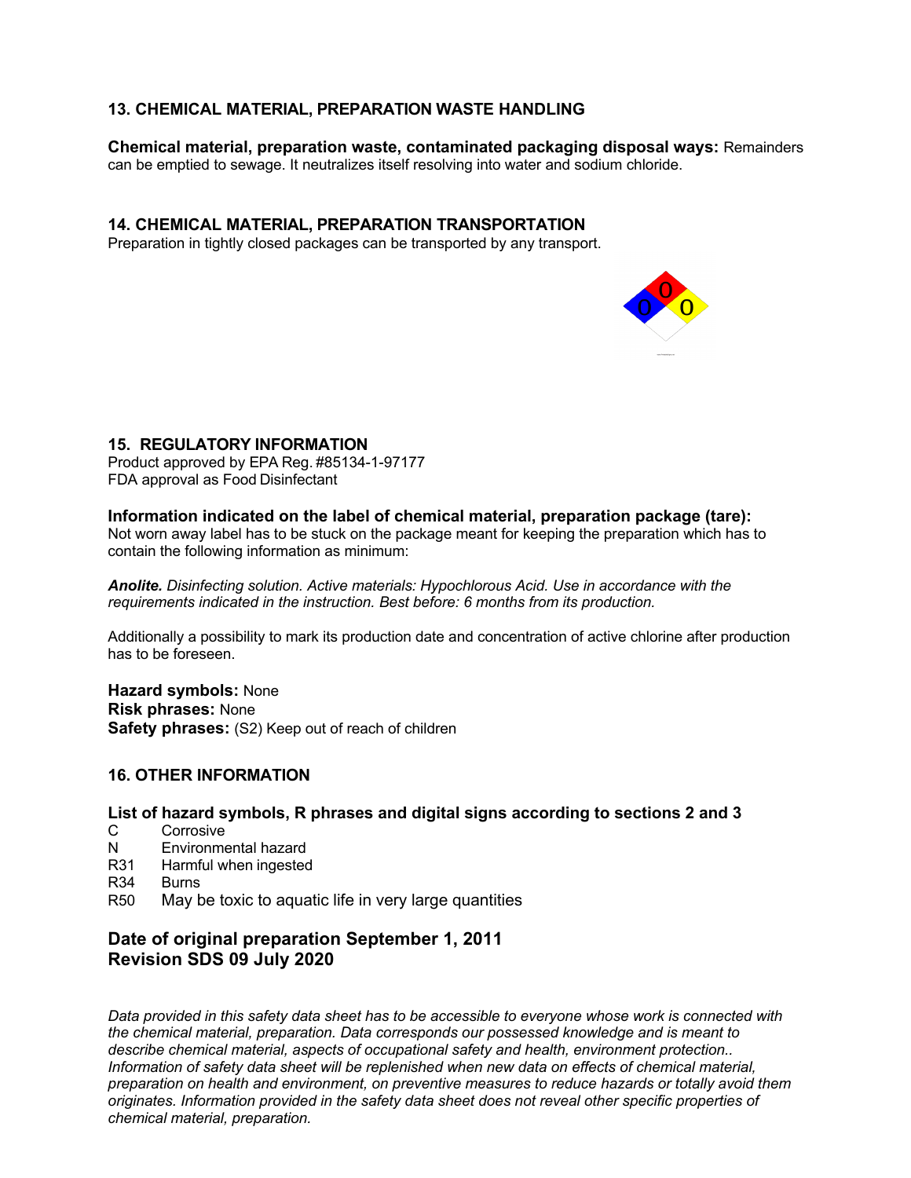## 13. CHEMICAL MATERIAL, PREPARATION WASTE HANDLING

**Chemical material, preparation waste, contaminated packaging disposal ways:** Remainders can be emptied to sewage. It neutralizes itself resolving into water and sodium chloride.

## 14. CHEMICAL MATERIAL, PREPARATION TRANSPORTATION

Preparation in tightly closed packages can be transported by any transport.

0
0 0

## 15. REGULATORY INFORMATION

Product approved by EPA Reg. #85134-1-97177
FDA approval as Food Disinfectant

**Information indicated on the label of chemical material, preparation package (tare):**
Not worn away label has to be stuck on the package meant for keeping the preparation which has to contain the following information as minimum:

***Anolite.*** *Disinfecting solution. Active materials: Hypochlorous Acid. Use in accordance with the requirements indicated in the instruction. Best before: 6 months from its production.*

Additionally a possibility to mark its production date and concentration of active chlorine after production has to be foreseen.

**Hazard symbols:** None
**Risk phrases:** None
**Safety phrases:** (S2) Keep out of reach of children

## 16. OTHER INFORMATION

**List of hazard symbols, R phrases and digital signs according to sections 2 and 3**

| | |
|---|---|
| C | Corrosive |
| N | Environmental hazard |
| R31 | Harmful when ingested |
| R34 | Burns |
| R50 | May be toxic to aquatic life in very large quantities |

**Date of original preparation September 1, 2011**
**Revision SDS 09 July 2020**

*Data provided in this safety data sheet has to be accessible to everyone whose work is connected with the chemical material, preparation. Data corresponds our possessed knowledge and is meant to describe chemical material, aspects of occupational safety and health, environment protection.. Information of safety data sheet will be replenished when new data on effects of chemical material, preparation on health and environment, on preventive measures to reduce hazards or totally avoid them originates. Information provided in the safety data sheet does not reveal other specific properties of chemical material, preparation.*